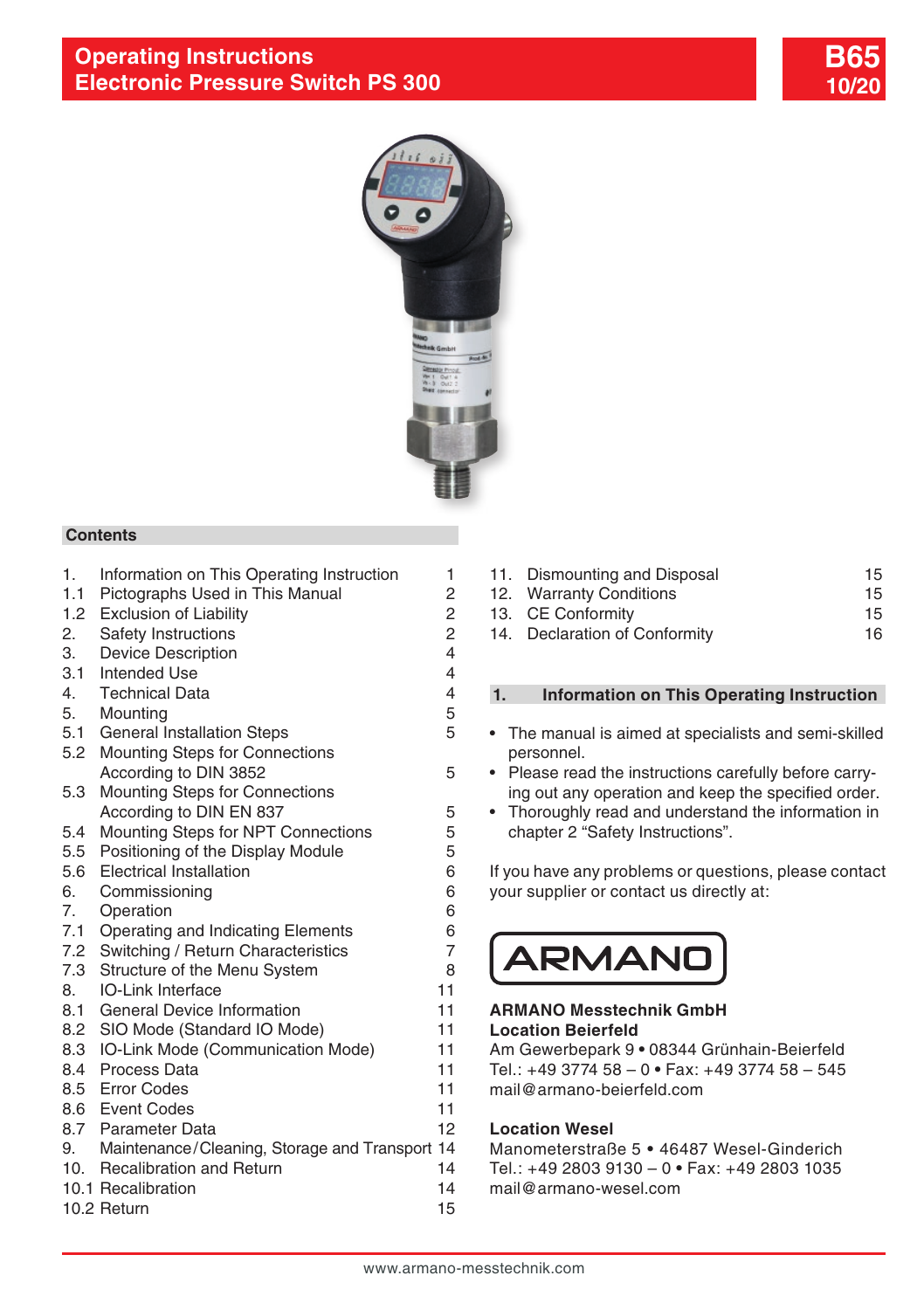# Operating Instructions
# Electronic Pressure Switch PS 300

**B65**
**10/20**

## Contents

| | | |
|---|---|---|
| 1. | Information on This Operating Instruction | 1 |
| 1.1 | Pictographs Used in This Manual | 2 |
| 1.2 | Exclusion of Liability | 2 |
| 2. | Safety Instructions | 2 |
| 3. | Device Description | 4 |
| 3.1 | Intended Use | 4 |
| 4. | Technical Data | 4 |
| 5. | Mounting | 5 |
| 5.1 | General Installation Steps | 5 |
| 5.2 | Mounting Steps for Connections According to DIN 3852 | 5 |
| 5.3 | Mounting Steps for Connections According to DIN EN 837 | 5 |
| 5.4 | Mounting Steps for NPT Connections | 5 |
| 5.5 | Positioning of the Display Module | 5 |
| 5.6 | Electrical Installation | 6 |
| 6. | Commissioning | 6 |
| 7. | Operation | 6 |
| 7.1 | Operating and Indicating Elements | 6 |
| 7.2 | Switching / Return Characteristics | 7 |
| 7.3 | Structure of the Menu System | 8 |
| 8. | IO-Link Interface | 11 |
| 8.1 | General Device Information | 11 |
| 8.2 | SIO Mode (Standard IO Mode) | 11 |
| 8.3 | IO-Link Mode (Communication Mode) | 11 |
| 8.4 | Process Data | 11 |
| 8.5 | Error Codes | 11 |
| 8.6 | Event Codes | 11 |
| 8.7 | Parameter Data | 12 |
| 9. | Maintenance/Cleaning, Storage and Transport | 14 |
| 10. | Recalibration and Return | 14 |
| 10.1 | Recalibration | 14 |
| 10.2 | Return | 15 |
| 11. | Dismounting and Disposal | 15 |
| 12. | Warranty Conditions | 15 |
| 13. | CE Conformity | 15 |
| 14. | Declaration of Conformity | 16 |

## 1. Information on This Operating Instruction

- The manual is aimed at specialists and semi-skilled personnel.
- Please read the instructions carefully before carrying out any operation and keep the specified order.
- Thoroughly read and understand the information in chapter 2 “Safety Instructions”.

If you have any problems or questions, please contact your supplier or contact us directly at:

ARMANO

**ARMANO Messtechnik GmbH**
**Location Beierfeld**
Am Gewerbepark 9 • 08344 Grünhain-Beierfeld
Tel.: +49 3774 58 – 0 • Fax: +49 3774 58 – 545
mail@armano-beierfeld.com

**Location Wesel**
Manometerstraße 5 • 46487 Wesel-Ginderich
Tel.: +49 2803 9130 – 0 • Fax: +49 2803 1035
mail@armano-wesel.com

www.armano-messtechnik.com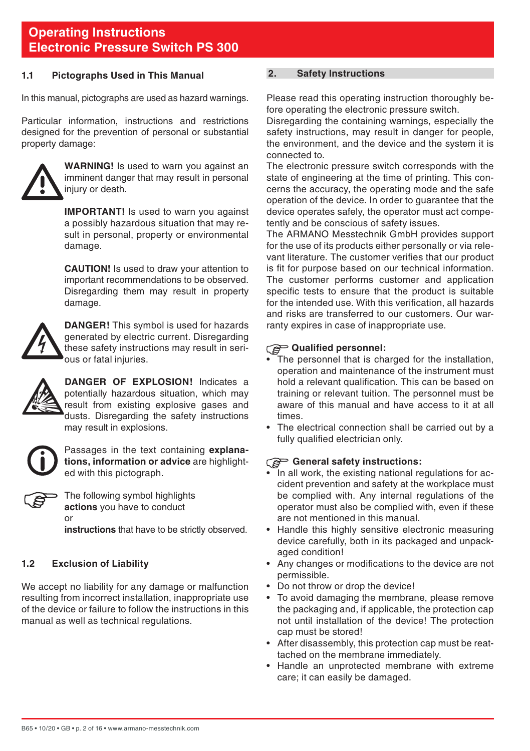# Operating Instructions Electronic Pressure Switch PS 300

## 1.1 Pictographs Used in This Manual

In this manual, pictographs are used as hazard warnings.

Particular information, instructions and restrictions designed for the prevention of personal or substantial property damage:

**WARNING!** Is used to warn you against an imminent danger that may result in personal injury or death.

**IMPORTANT!** Is used to warn you against a possibly hazardous situation that may result in personal, property or environmental damage.

**CAUTION!** Is used to draw your attention to important recommendations to be observed. Disregarding them may result in property damage.

**DANGER!** This symbol is used for hazards generated by electric current. Disregarding these safety instructions may result in serious or fatal injuries.

**DANGER OF EXPLOSION!** Indicates a potentially hazardous situation, which may result from existing explosive gases and dusts. Disregarding the safety instructions may result in explosions.

Passages in the text containing **explanations, information or advice** are highlighted with this pictograph.

The following symbol highlights **actions** you have to conduct or **instructions** that have to be strictly observed.

## 1.2 Exclusion of Liability

We accept no liability for any damage or malfunction resulting from incorrect installation, inappropriate use of the device or failure to follow the instructions in this manual as well as technical regulations.

## 2. Safety Instructions

Please read this operating instruction thoroughly before operating the electronic pressure switch.
Disregarding the containing warnings, especially the safety instructions, may result in danger for people, the environment, and the device and the system it is connected to.
The electronic pressure switch corresponds with the state of engineering at the time of printing. This concerns the accuracy, the operating mode and the safe operation of the device. In order to guarantee that the device operates safely, the operator must act competently and be conscious of safety issues.
The ARMANO Messtechnik GmbH provides support for the use of its products either personally or via relevant literature. The customer verifies that our product is fit for purpose based on our technical information. The customer performs customer and application specific tests to ensure that the product is suitable for the intended use. With this verification, all hazards and risks are transferred to our customers. Our warranty expires in case of inappropriate use.

**Qualified personnel:**

- The personnel that is charged for the installation, operation and maintenance of the instrument must hold a relevant qualification. This can be based on training or relevant tuition. The personnel must be aware of this manual and have access to it at all times.
- The electrical connection shall be carried out by a fully qualified electrician only.

**General safety instructions:**

- In all work, the existing national regulations for accident prevention and safety at the workplace must be complied with. Any internal regulations of the operator must also be complied with, even if these are not mentioned in this manual.
- Handle this highly sensitive electronic measuring device carefully, both in its packaged and unpackaged condition!
- Any changes or modifications to the device are not permissible.
- Do not throw or drop the device!
- To avoid damaging the membrane, please remove the packaging and, if applicable, the protection cap not until installation of the device! The protection cap must be stored!
- After disassembly, this protection cap must be reattached on the membrane immediately.
- Handle an unprotected membrane with extreme care; it can easily be damaged.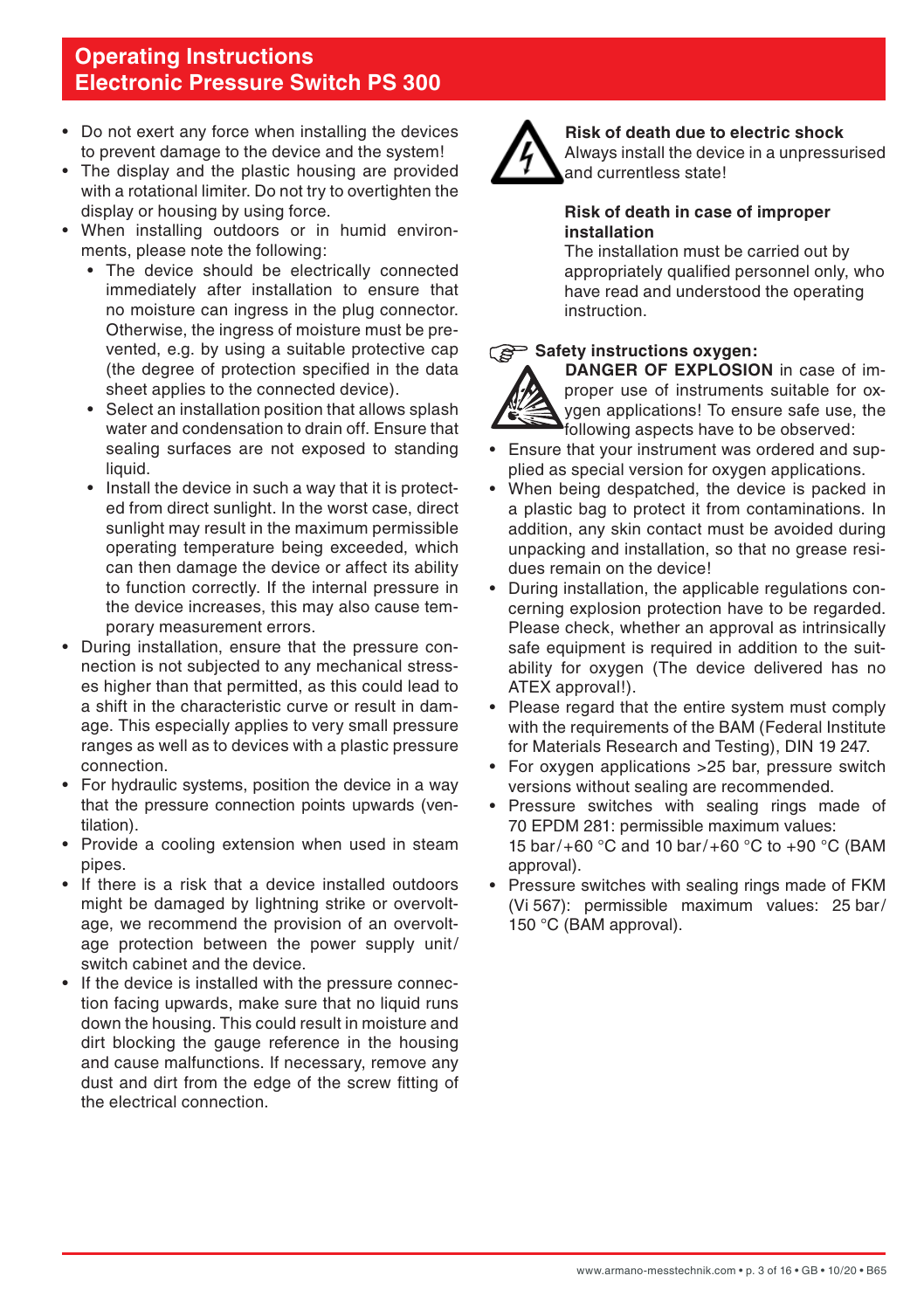# Operating Instructions
# Electronic Pressure Switch PS 300

- Do not exert any force when installing the devices to prevent damage to the device and the system!
- The display and the plastic housing are provided with a rotational limiter. Do not try to overtighten the display or housing by using force.
- When installing outdoors or in humid environments, please note the following:
  - The device should be electrically connected immediately after installation to ensure that no moisture can ingress in the plug connector. Otherwise, the ingress of moisture must be prevented, e.g. by using a suitable protective cap (the degree of protection specified in the data sheet applies to the connected device).
  - Select an installation position that allows splash water and condensation to drain off. Ensure that sealing surfaces are not exposed to standing liquid.
  - Install the device in such a way that it is protected from direct sunlight. In the worst case, direct sunlight may result in the maximum permissible operating temperature being exceeded, which can then damage the device or affect its ability to function correctly. If the internal pressure in the device increases, this may also cause temporary measurement errors.
- During installation, ensure that the pressure connection is not subjected to any mechanical stresses higher than that permitted, as this could lead to a shift in the characteristic curve or result in damage. This especially applies to very small pressure ranges as well as to devices with a plastic pressure connection.
- For hydraulic systems, position the device in a way that the pressure connection points upwards (ventilation).
- Provide a cooling extension when used in steam pipes.
- If there is a risk that a device installed outdoors might be damaged by lightning strike or overvoltage, we recommend the provision of an overvoltage protection between the power supply unit/switch cabinet and the device.
- If the device is installed with the pressure connection facing upwards, make sure that no liquid runs down the housing. This could result in moisture and dirt blocking the gauge reference in the housing and cause malfunctions. If necessary, remove any dust and dirt from the edge of the screw fitting of the electrical connection.

**Risk of death due to electric shock**
Always install the device in a unpressurised and currentless state!

**Risk of death in case of improper installation**
The installation must be carried out by appropriately qualified personnel only, who have read and understood the operating instruction.

**Safety instructions oxygen:**

**DANGER OF EXPLOSION** in case of improper use of instruments suitable for oxygen applications! To ensure safe use, the following aspects have to be observed:

- Ensure that your instrument was ordered and supplied as special version for oxygen applications.
- When being despatched, the device is packed in a plastic bag to protect it from contaminations. In addition, any skin contact must be avoided during unpacking and installation, so that no grease residues remain on the device!
- During installation, the applicable regulations concerning explosion protection have to be regarded. Please check, whether an approval as intrinsically safe equipment is required in addition to the suitability for oxygen (The device delivered has no ATEX approval!).
- Please regard that the entire system must comply with the requirements of the BAM (Federal Institute for Materials Research and Testing), DIN 19 247.
- For oxygen applications >25 bar, pressure switch versions without sealing are recommended.
- Pressure switches with sealing rings made of 70 EPDM 281: permissible maximum values: 15 bar/+60 °C and 10 bar/+60 °C to +90 °C (BAM approval).
- Pressure switches with sealing rings made of FKM (Vi 567): permissible maximum values: 25 bar/150 °C (BAM approval).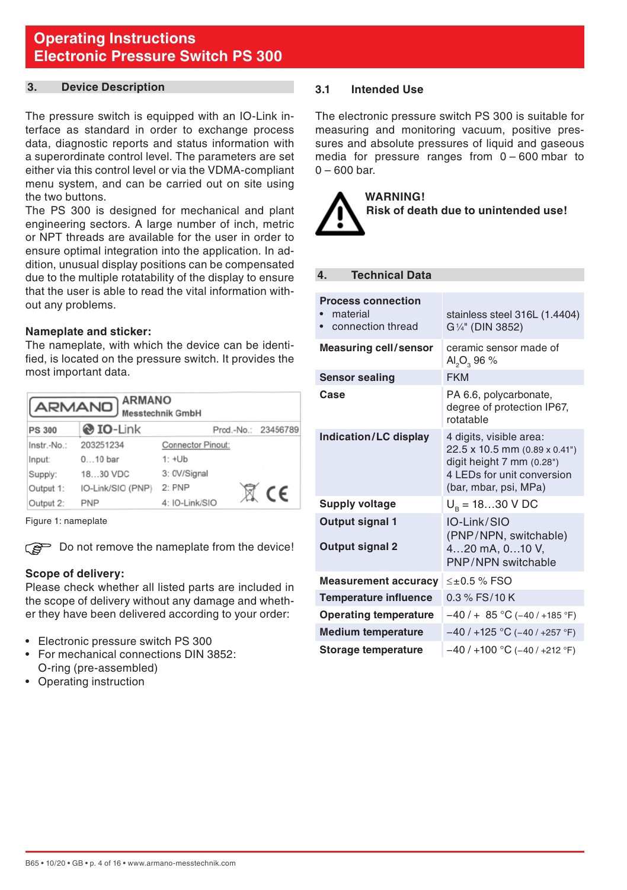# Operating Instructions
# Electronic Pressure Switch PS 300

## 3. Device Description

The pressure switch is equipped with an IO-Link interface as standard in order to exchange process data, diagnostic reports and status information with a superordinate control level. The parameters are set either via this control level or via the VDMA-compliant menu system, and can be carried out on site using the two buttons.
The PS 300 is designed for mechanical and plant engineering sectors. A large number of inch, metric or NPT threads are available for the user in order to ensure optimal integration into the application. In addition, unusual display positions can be compensated due to the multiple rotatability of the display to ensure that the user is able to read the vital information without any problems.

**Nameplate and sticker:**
The nameplate, with which the device can be identified, is located on the pressure switch. It provides the most important data.

| ARMANO | ARMANO Messtechnik GmbH | | |
|---|---|---|---|
| PS 300 | IO-Link | Prod.-No.: | 23456789 |
| Instr.-No.: | 203251234 | Connector Pinout: | |
| Input: | 0…10 bar | 1: +Ub | |
| Supply: | 18…30 VDC | 3: 0V/Signal | |
| Output 1: | IO-Link/SIO (PNP) | 2: PNP | CE |
| Output 2: | PNP | 4: IO-Link/SIO | |

Figure 1: nameplate

☞ Do not remove the nameplate from the device!

**Scope of delivery:**
Please check whether all listed parts are included in the scope of delivery without any damage and whether they have been delivered according to your order:

- Electronic pressure switch PS 300
- For mechanical connections DIN 3852: O-ring (pre-assembled)
- Operating instruction

### 3.1 Intended Use

The electronic pressure switch PS 300 is suitable for measuring and monitoring vacuum, positive pressures and absolute pressures of liquid and gaseous media for pressure ranges from 0 – 600 mbar to 0 – 600 bar.

**WARNING!**
**Risk of death due to unintended use!**

## 4. Technical Data

| | |
|---|---|
| **Process connection**<br>• material<br>• connection thread | <br>stainless steel 316L (1.4404)<br>G ¼" (DIN 3852) |
| **Measuring cell/sensor** | ceramic sensor made of $Al_2O_3$ 96 % |
| **Sensor sealing** | FKM |
| **Case** | PA 6.6, polycarbonate, degree of protection IP67, rotatable |
| **Indication/LC display** | 4 digits, visible area: 22.5 x 10.5 mm (0.89 x 0.41")<br>digit height 7 mm (0.28")<br>4 LEDs for unit conversion (bar, mbar, psi, MPa) |
| **Supply voltage** | $U_B$ = 18…30 V DC |
| **Output signal 1**<br><br>**Output signal 2** | IO-Link/SIO (PNP/NPN, switchable)<br>4…20 mA, 0…10 V, PNP/NPN switchable |
| **Measurement accuracy** | ≤±0.5 % FSO |
| **Temperature influence** | 0.3 % FS/10 K |
| **Operating temperature** | −40 / + 85 °C (−40 / +185 °F) |
| **Medium temperature** | −40 / +125 °C (−40 / +257 °F) |
| **Storage temperature** | −40 / +100 °C (−40 / +212 °F) |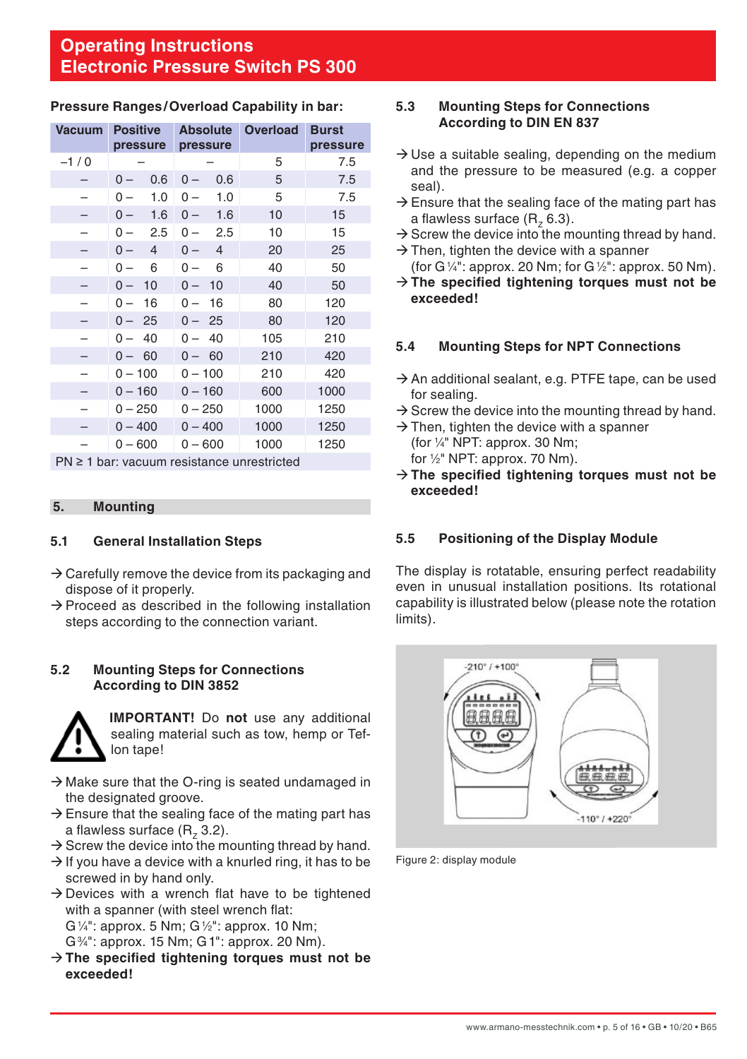# Operating Instructions
# Electronic Pressure Switch PS 300

**Pressure Ranges/Overload Capability in bar:**

| Vacuum | Positive pressure | Absolute pressure | Overload | Burst pressure |
|---|---|---|---|---|
| –1 / 0 | – | – | 5 | 7.5 |
| – | 0 – 0.6 | 0 – 0.6 | 5 | 7.5 |
| – | 0 – 1.0 | 0 – 1.0 | 5 | 7.5 |
| – | 0 – 1.6 | 0 – 1.6 | 10 | 15 |
| – | 0 – 2.5 | 0 – 2.5 | 10 | 15 |
| – | 0 – 4 | 0 – 4 | 20 | 25 |
| – | 0 – 6 | 0 – 6 | 40 | 50 |
| – | 0 – 10 | 0 – 10 | 40 | 50 |
| – | 0 – 16 | 0 – 16 | 80 | 120 |
| – | 0 – 25 | 0 – 25 | 80 | 120 |
| – | 0 – 40 | 0 – 40 | 105 | 210 |
| – | 0 – 60 | 0 – 60 | 210 | 420 |
| – | 0 – 100 | 0 – 100 | 210 | 420 |
| – | 0 – 160 | 0 – 160 | 600 | 1000 |
| – | 0 – 250 | 0 – 250 | 1000 | 1250 |
| – | 0 – 400 | 0 – 400 | 1000 | 1250 |
| – | 0 – 600 | 0 – 600 | 1000 | 1250 |
| PN ≥ 1 bar: vacuum resistance unrestricted | | | | |

## 5. Mounting

### 5.1 General Installation Steps

→ Carefully remove the device from its packaging and dispose of it properly.
→ Proceed as described in the following installation steps according to the connection variant.

### 5.2 Mounting Steps for Connections According to DIN 3852

**IMPORTANT!** Do **not** use any additional sealing material such as tow, hemp or Teflon tape!

→ Make sure that the O-ring is seated undamaged in the designated groove.
→ Ensure that the sealing face of the mating part has a flawless surface ($R_z$ 3.2).
→ Screw the device into the mounting thread by hand.
→ If you have a device with a knurled ring, it has to be screwed in by hand only.
→ Devices with a wrench flat have to be tightened with a spanner (with steel wrench flat: G ¼": approx. 5 Nm; G ½": approx. 10 Nm; G ¾": approx. 15 Nm; G 1": approx. 20 Nm).
→ **The specified tightening torques must not be exceeded!**

### 5.3 Mounting Steps for Connections According to DIN EN 837

→ Use a suitable sealing, depending on the medium and the pressure to be measured (e.g. a copper seal).
→ Ensure that the sealing face of the mating part has a flawless surface ($R_z$ 6.3).
→ Screw the device into the mounting thread by hand.
→ Then, tighten the device with a spanner (for G ¼": approx. 20 Nm; for G ½": approx. 50 Nm).
→ **The specified tightening torques must not be exceeded!**

### 5.4 Mounting Steps for NPT Connections

→ An additional sealant, e.g. PTFE tape, can be used for sealing.
→ Screw the device into the mounting thread by hand.
→ Then, tighten the device with a spanner (for ¼" NPT: approx. 30 Nm; for ½" NPT: approx. 70 Nm).
→ **The specified tightening torques must not be exceeded!**

### 5.5 Positioning of the Display Module

The display is rotatable, ensuring perfect readability even in unusual installation positions. Its rotational capability is illustrated below (please note the rotation limits).

-210° / +100°

-110° / +220°

Figure 2: display module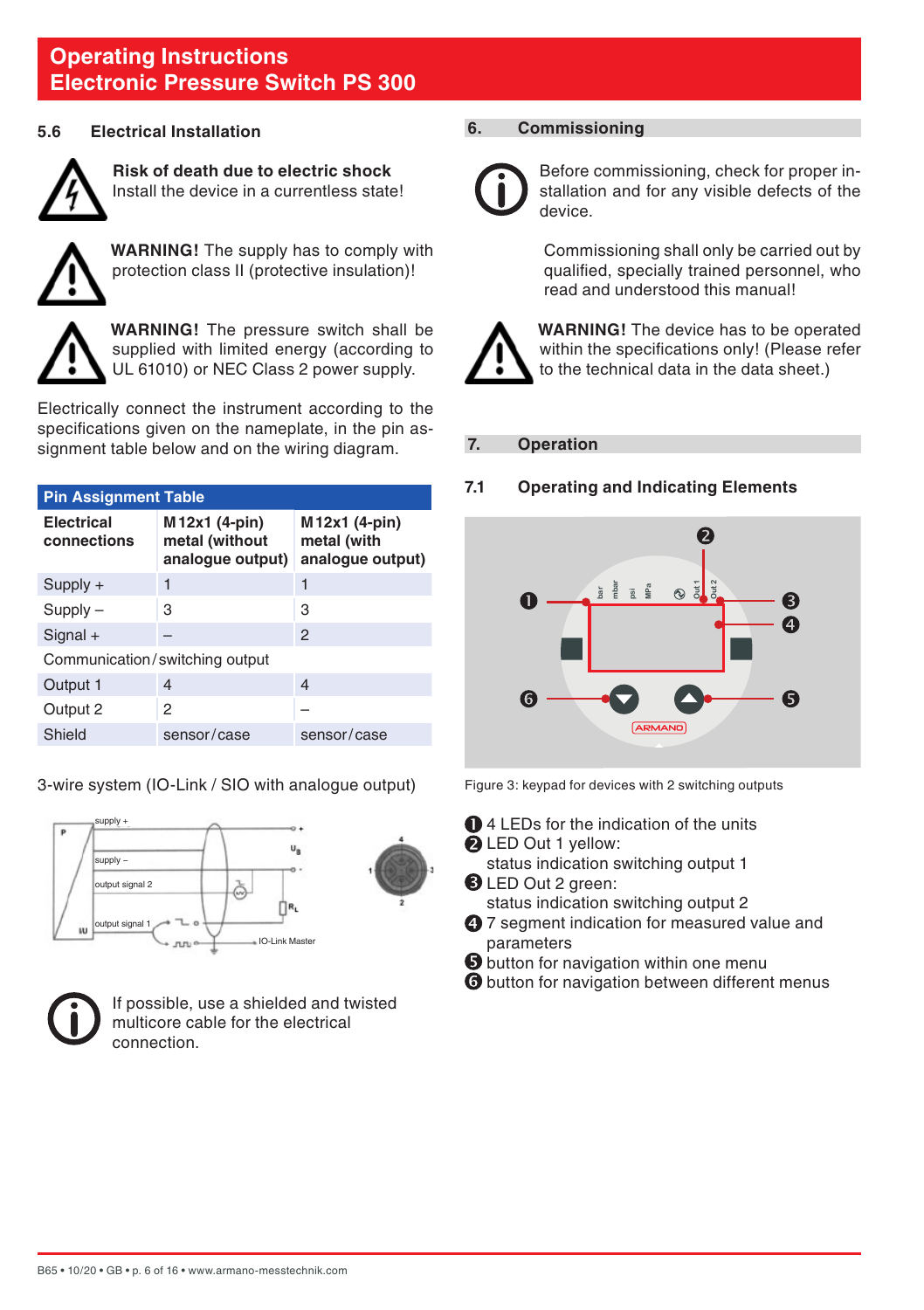### 5.6 Electrical Installation

**Risk of death due to electric shock**
Install the device in a currentless state!

**WARNING!** The supply has to comply with protection class II (protective insulation)!

**WARNING!** The pressure switch shall be supplied with limited energy (according to UL 61010) or NEC Class 2 power supply.

Electrically connect the instrument according to the specifications given on the nameplate, in the pin assignment table below and on the wiring diagram.

**Pin Assignment Table**

| Electrical connections | M12x1 (4-pin) metal (without analogue output) | M12x1 (4-pin) metal (with analogue output) |
|---|---|---|
| Supply + | 1 | 1 |
| Supply – | 3 | 3 |
| Signal + | – | 2 |
| Communication/switching output | | |
| Output 1 | 4 | 4 |
| Output 2 | 2 | – |
| Shield | sensor/case | sensor/case |

3-wire system (IO-Link / SIO with analogue output)

If possible, use a shielded and twisted multicore cable for the electrical connection.

## 6. Commissioning

Before commissioning, check for proper installation and for any visible defects of the device.

Commissioning shall only be carried out by qualified, specially trained personnel, who read and understood this manual!

**WARNING!** The device has to be operated within the specifications only! (Please refer to the technical data in the data sheet.)

## 7. Operation

### 7.1 Operating and Indicating Elements

Figure 3: keypad for devices with 2 switching outputs

1. 4 LEDs for the indication of the units
2. LED Out 1 yellow:
   status indication switching output 1
3. LED Out 2 green:
   status indication switching output 2
4. 7 segment indication for measured value and parameters
5. button for navigation within one menu
6. button for navigation between different menus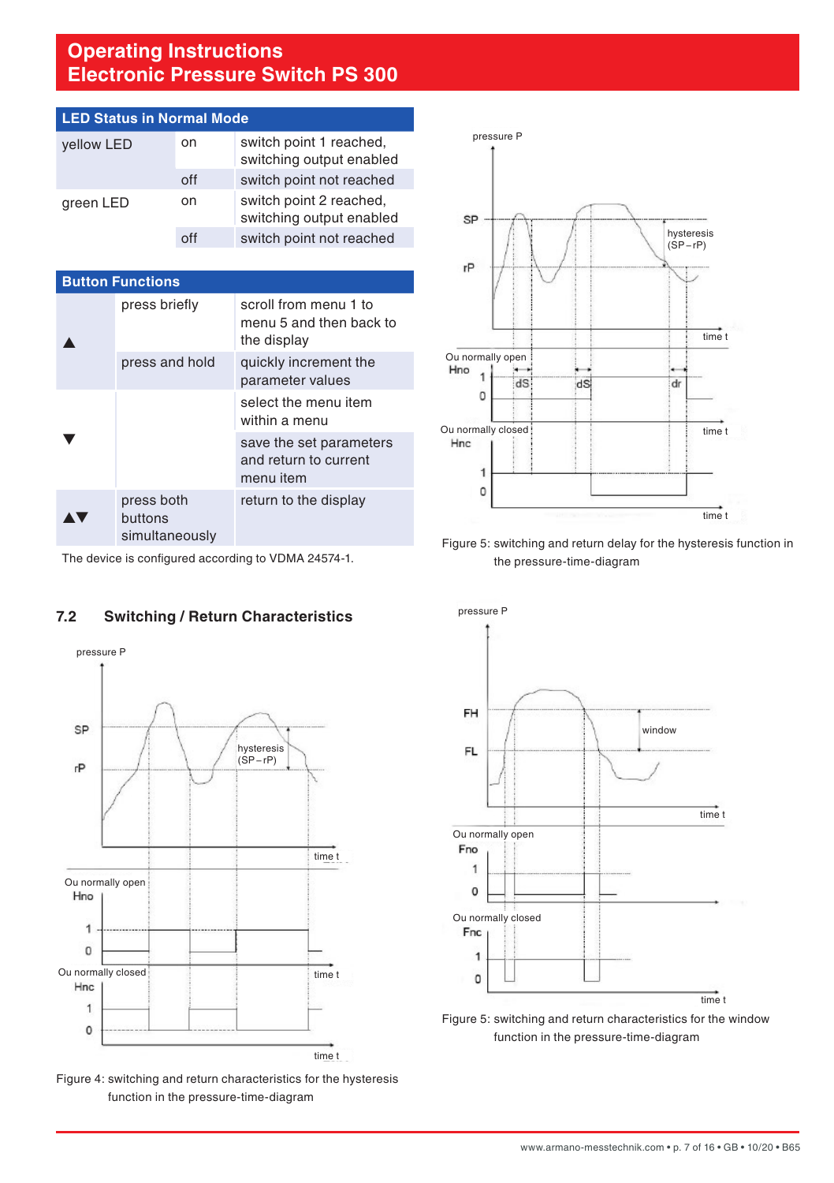# Operating Instructions
# Electronic Pressure Switch PS 300

| LED Status in Normal Mode | | |
|---|---|---|
| yellow LED | on | switch point 1 reached, switching output enabled |
| | off | switch point not reached |
| green LED | on | switch point 2 reached, switching output enabled |
| | off | switch point not reached |

| Button Functions | | |
|---|---|---|
| ▲ | press briefly | scroll from menu 1 to menu 5 and then back to the display |
| | press and hold | quickly increment the parameter values |
| ▼ | | select the menu item within a menu |
| | | save the set parameters and return to current menu item |
| ▲▼ | press both buttons simultaneously | return to the display |

The device is configured according to VDMA 24574-1.

## 7.2 Switching / Return Characteristics

Figure 4: switching and return characteristics for the hysteresis function in the pressure-time-diagram

Figure 5: switching and return delay for the hysteresis function in the pressure-time-diagram

Figure 5: switching and return characteristics for the window function in the pressure-time-diagram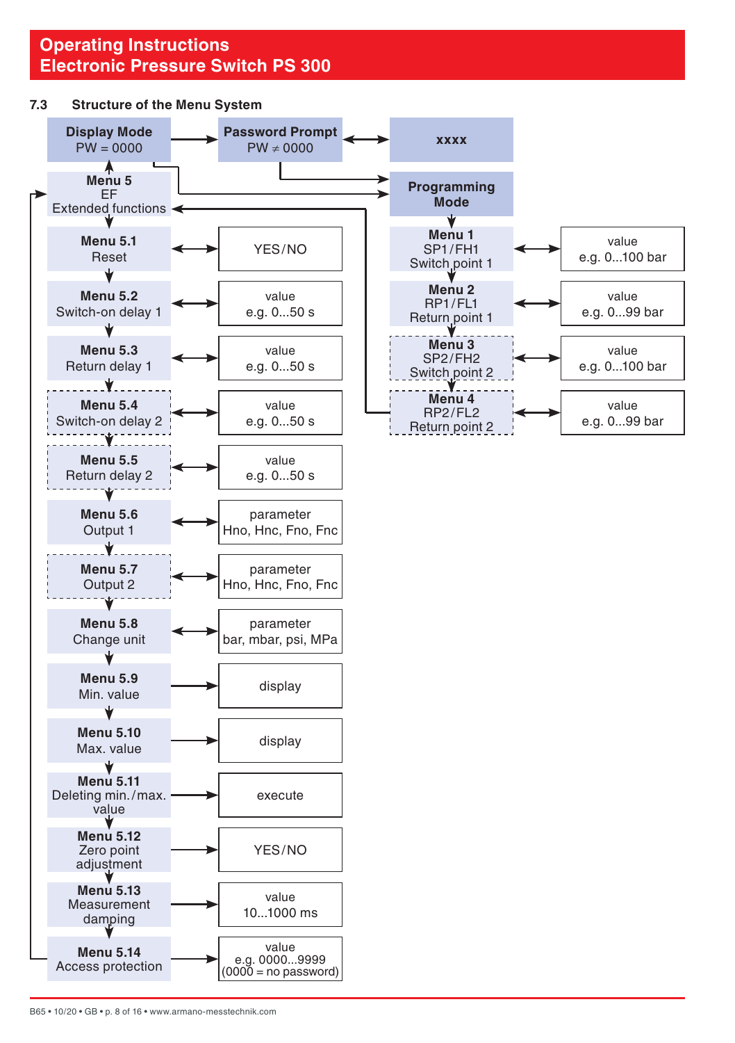## 7.3 Structure of the Menu System

| Menu | Setting |
|---|---|
| **Display Mode** PW = 0000 | → Menu 5 / Programming Mode |
| **Password Prompt** PW ≠ 0000 | ↔ xxxx → Programming Mode |

**Programming Mode**

| Menu | Value |
|---|---|
| **Menu 1** SP1/FH1 Switch point 1 | value e.g. 0...100 bar |
| **Menu 2** RP1/FL1 Return point 1 | value e.g. 0...99 bar |
| **Menu 3** SP2/FH2 Switch point 2 | value e.g. 0...100 bar |
| **Menu 4** RP2/FL2 Return point 2 | value e.g. 0...99 bar |

**Menu 5 EF Extended functions**

| Menu | Value |
|---|---|
| **Menu 5.1** Reset | YES/NO |
| **Menu 5.2** Switch-on delay 1 | value e.g. 0...50 s |
| **Menu 5.3** Return delay 1 | value e.g. 0...50 s |
| **Menu 5.4** Switch-on delay 2 | value e.g. 0...50 s |
| **Menu 5.5** Return delay 2 | value e.g. 0...50 s |
| **Menu 5.6** Output 1 | parameter Hno, Hnc, Fno, Fnc |
| **Menu 5.7** Output 2 | parameter Hno, Hnc, Fno, Fnc |
| **Menu 5.8** Change unit | parameter bar, mbar, psi, MPa |
| **Menu 5.9** Min. value | display |
| **Menu 5.10** Max. value | display |
| **Menu 5.11** Deleting min./max. value | execute |
| **Menu 5.12** Zero point adjustment | YES/NO |
| **Menu 5.13** Measurement damping | value 10...1000 ms |
| **Menu 5.14** Access protection | value e.g. 0000...9999 (0000 = no password) |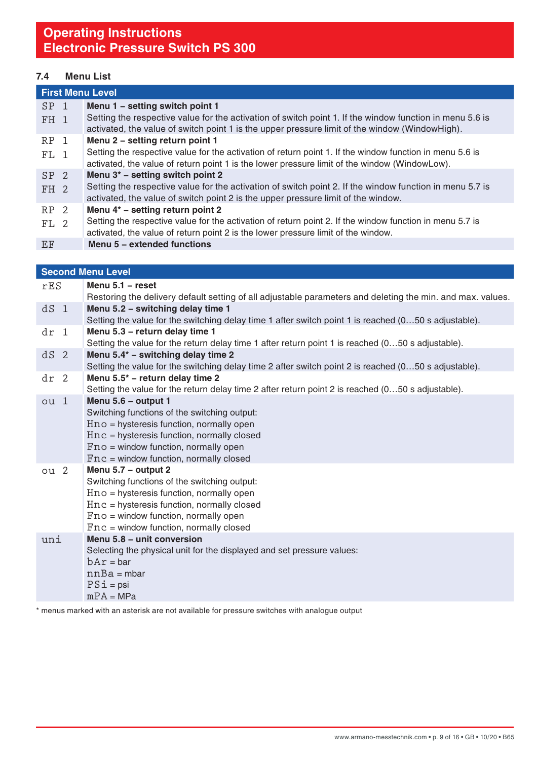## 7.4 Menu List

| First Menu Level | |
|---|---|
| SP 1<br>FH 1 | **Menu 1 – setting switch point 1**<br>Setting the respective value for the activation of switch point 1. If the window function in menu 5.6 is activated, the value of switch point 1 is the upper pressure limit of the window (WindowHigh). |
| RP 1<br>FL 1 | **Menu 2 – setting return point 1**<br>Setting the respective value for the activation of return point 1. If the window function in menu 5.6 is activated, the value of return point 1 is the lower pressure limit of the window (WindowLow). |
| SP 2<br>FH 2 | **Menu 3* – setting switch point 2**<br>Setting the respective value for the activation of switch point 2. If the window function in menu 5.7 is activated, the value of switch point 2 is the upper pressure limit of the window. |
| RP 2<br>FL 2 | **Menu 4* – setting return point 2**<br>Setting the respective value for the activation of return point 2. If the window function in menu 5.7 is activated, the value of return point 2 is the lower pressure limit of the window. |
| EF | **Menu 5 – extended functions** |

| Second Menu Level | |
|---|---|
| rES | **Menu 5.1 – reset**<br>Restoring the delivery default setting of all adjustable parameters and deleting the min. and max. values. |
| dS 1 | **Menu 5.2 – switching delay time 1**<br>Setting the value for the switching delay time 1 after switch point 1 is reached (0…50 s adjustable). |
| dr 1 | **Menu 5.3 – return delay time 1**<br>Setting the value for the return delay time 1 after return point 1 is reached (0…50 s adjustable). |
| dS 2 | **Menu 5.4* – switching delay time 2**<br>Setting the value for the switching delay time 2 after switch point 2 is reached (0…50 s adjustable). |
| dr 2 | **Menu 5.5* – return delay time 2**<br>Setting the value for the return delay time 2 after return point 2 is reached (0…50 s adjustable). |
| ou 1 | **Menu 5.6 – output 1**<br>Switching functions of the switching output:<br>Hno = hysteresis function, normally open<br>Hnc = hysteresis function, normally closed<br>Fno = window function, normally open<br>Fnc = window function, normally closed |
| ou 2 | **Menu 5.7 – output 2**<br>Switching functions of the switching output:<br>Hno = hysteresis function, normally open<br>Hnc = hysteresis function, normally closed<br>Fno = window function, normally open<br>Fnc = window function, normally closed |
| uni | **Menu 5.8 – unit conversion**<br>Selecting the physical unit for the displayed and set pressure values:<br>bAr = bar<br>nnBa = mbar<br>PSi = psi<br>mPA = MPa |

* menus marked with an asterisk are not available for pressure switches with analogue output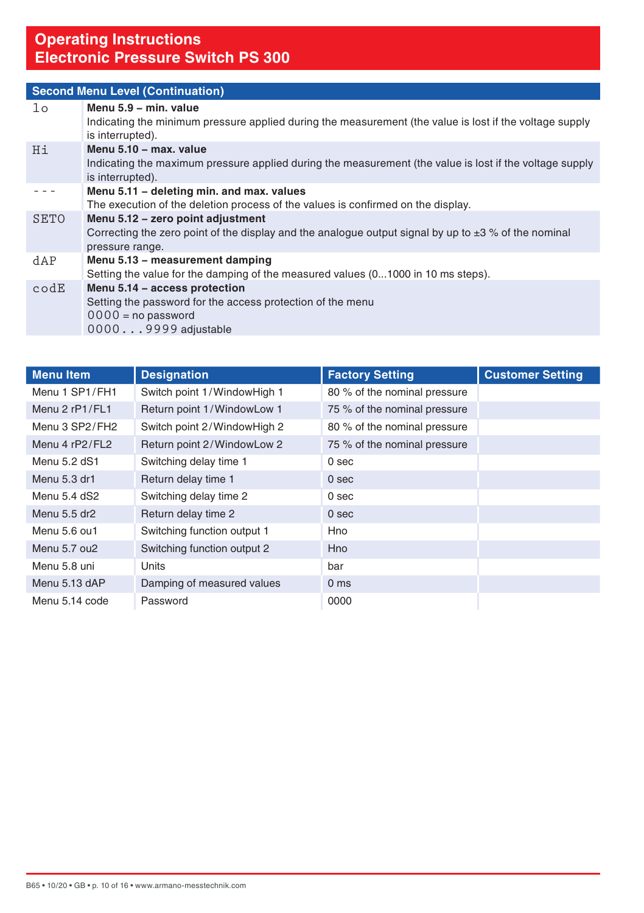# Operating Instructions
# Electronic Pressure Switch PS 300

## Second Menu Level (Continuation)

| | |
|---|---|
| lo | **Menu 5.9 – min. value**<br>Indicating the minimum pressure applied during the measurement (the value is lost if the voltage supply is interrupted). |
| Hi | **Menu 5.10 – max. value**<br>Indicating the maximum pressure applied during the measurement (the value is lost if the voltage supply is interrupted). |
| - - - | **Menu 5.11 – deleting min. and max. values**<br>The execution of the deletion process of the values is confirmed on the display. |
| SETO | **Menu 5.12 – zero point adjustment**<br>Correcting the zero point of the display and the analogue output signal by up to ±3 % of the nominal pressure range. |
| dAP | **Menu 5.13 – measurement damping**<br>Setting the value for the damping of the measured values (0...1000 in 10 ms steps). |
| codE | **Menu 5.14 – access protection**<br>Setting the password for the access protection of the menu<br>0000 = no password<br>0000...9999 adjustable |

| Menu Item | Designation | Factory Setting | Customer Setting |
|---|---|---|---|
| Menu 1 SP1/FH1 | Switch point 1/WindowHigh 1 | 80 % of the nominal pressure | |
| Menu 2 rP1/FL1 | Return point 1/WindowLow 1 | 75 % of the nominal pressure | |
| Menu 3 SP2/FH2 | Switch point 2/WindowHigh 2 | 80 % of the nominal pressure | |
| Menu 4 rP2/FL2 | Return point 2/WindowLow 2 | 75 % of the nominal pressure | |
| Menu 5.2 dS1 | Switching delay time 1 | 0 sec | |
| Menu 5.3 dr1 | Return delay time 1 | 0 sec | |
| Menu 5.4 dS2 | Switching delay time 2 | 0 sec | |
| Menu 5.5 dr2 | Return delay time 2 | 0 sec | |
| Menu 5.6 ou1 | Switching function output 1 | Hno | |
| Menu 5.7 ou2 | Switching function output 2 | Hno | |
| Menu 5.8 uni | Units | bar | |
| Menu 5.13 dAP | Damping of measured values | 0 ms | |
| Menu 5.14 code | Password | 0000 | |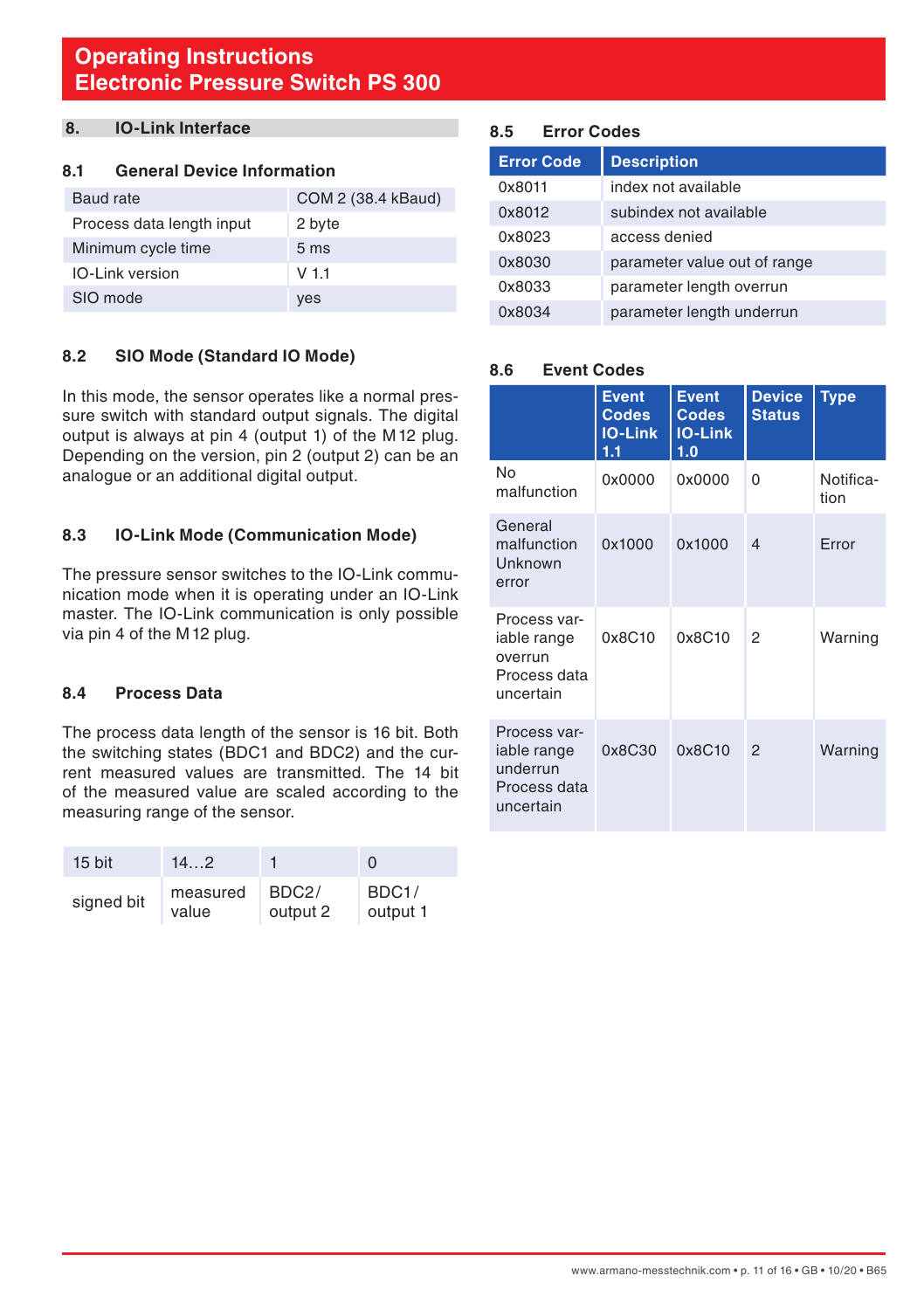## 8. IO-Link Interface

### 8.1 General Device Information

| | |
|---|---|
| Baud rate | COM 2 (38.4 kBaud) |
| Process data length input | 2 byte |
| Minimum cycle time | 5 ms |
| IO-Link version | V 1.1 |
| SIO mode | yes |

### 8.2 SIO Mode (Standard IO Mode)

In this mode, the sensor operates like a normal pressure switch with standard output signals. The digital output is always at pin 4 (output 1) of the M12 plug. Depending on the version, pin 2 (output 2) can be an analogue or an additional digital output.

### 8.3 IO-Link Mode (Communication Mode)

The pressure sensor switches to the IO-Link communication mode when it is operating under an IO-Link master. The IO-Link communication is only possible via pin 4 of the M12 plug.

### 8.4 Process Data

The process data length of the sensor is 16 bit. Both the switching states (BDC1 and BDC2) and the current measured values are transmitted. The 14 bit of the measured value are scaled according to the measuring range of the sensor.

| 15 bit | 14…2 | 1 | 0 |
|---|---|---|---|
| signed bit | measured value | BDC2/ output 2 | BDC1/ output 1 |

### 8.5 Error Codes

| Error Code | Description |
|---|---|
| 0x8011 | index not available |
| 0x8012 | subindex not available |
| 0x8023 | access denied |
| 0x8030 | parameter value out of range |
| 0x8033 | parameter length overrun |
| 0x8034 | parameter length underrun |

### 8.6 Event Codes

| | Event Codes IO-Link 1.1 | Event Codes IO-Link 1.0 | Device Status | Type |
|---|---|---|---|---|
| No malfunction | 0x0000 | 0x0000 | 0 | Notification |
| General malfunction Unknown error | 0x1000 | 0x1000 | 4 | Error |
| Process variable range overrun Process data uncertain | 0x8C10 | 0x8C10 | 2 | Warning |
| Process variable range underrun Process data uncertain | 0x8C30 | 0x8C10 | 2 | Warning |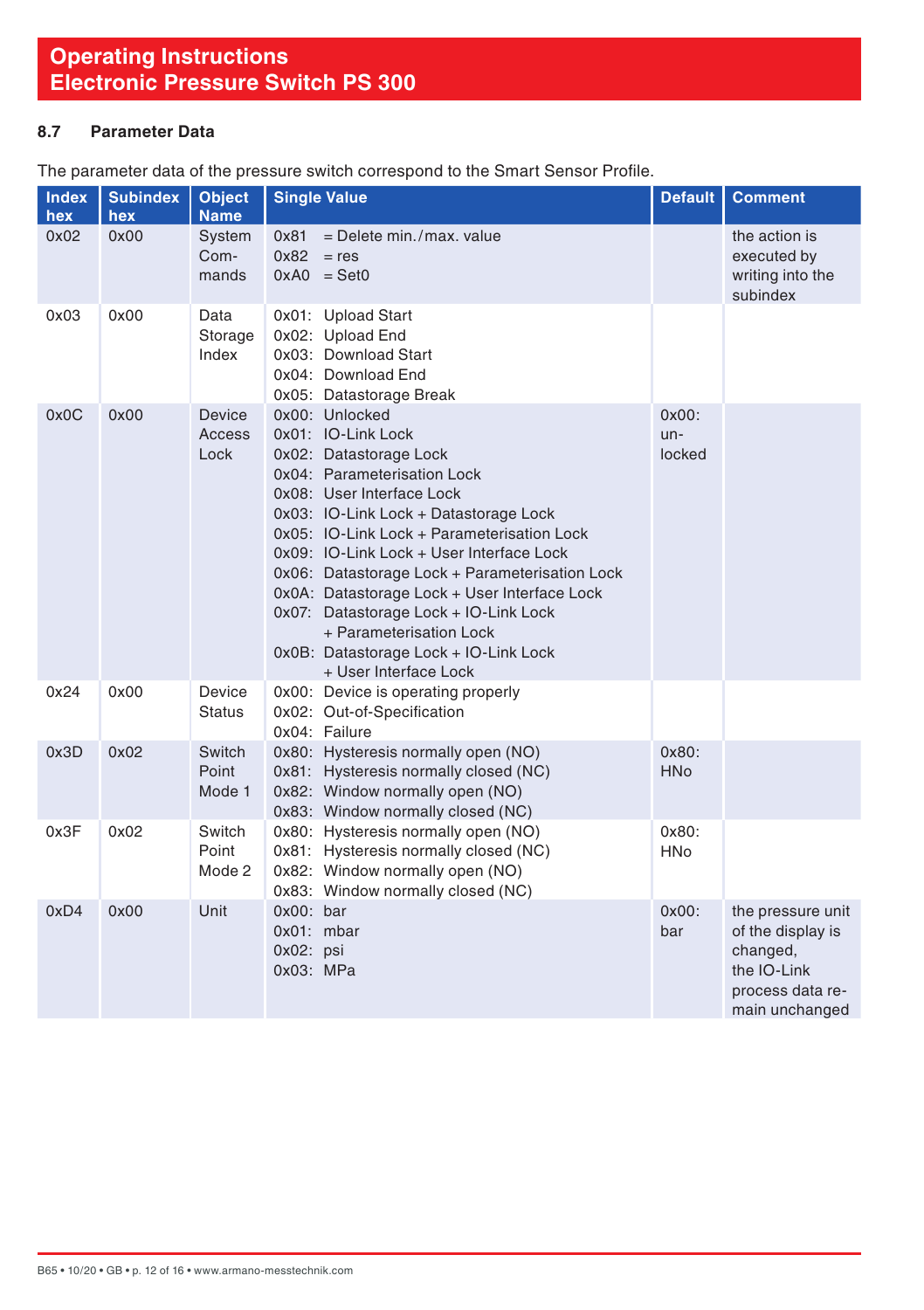### 8.7 Parameter Data

The parameter data of the pressure switch correspond to the Smart Sensor Profile.

| Index hex | Subindex hex | Object Name | Single Value | Default | Comment |
|---|---|---|---|---|---|
| 0x02 | 0x00 | System Com-mands | 0x81 = Delete min./max. value<br>0x82 = res<br>0xA0 = Set0 | | the action is executed by writing into the subindex |
| 0x03 | 0x00 | Data Storage Index | 0x01: Upload Start<br>0x02: Upload End<br>0x03: Download Start<br>0x04: Download End<br>0x05: Datastorage Break | | |
| 0x0C | 0x00 | Device Access Lock | 0x00: Unlocked<br>0x01: IO-Link Lock<br>0x02: Datastorage Lock<br>0x04: Parameterisation Lock<br>0x08: User Interface Lock<br>0x03: IO-Link Lock + Datastorage Lock<br>0x05: IO-Link Lock + Parameterisation Lock<br>0x09: IO-Link Lock + User Interface Lock<br>0x06: Datastorage Lock + Parameterisation Lock<br>0x0A: Datastorage Lock + User Interface Lock<br>0x07: Datastorage Lock + IO-Link Lock + Parameterisation Lock<br>0x0B: Datastorage Lock + IO-Link Lock + User Interface Lock | 0x00: un-locked | |
| 0x24 | 0x00 | Device Status | 0x00: Device is operating properly<br>0x02: Out-of-Specification<br>0x04: Failure | | |
| 0x3D | 0x02 | Switch Point Mode 1 | 0x80: Hysteresis normally open (NO)<br>0x81: Hysteresis normally closed (NC)<br>0x82: Window normally open (NO)<br>0x83: Window normally closed (NC) | 0x80: HNo | |
| 0x3F | 0x02 | Switch Point Mode 2 | 0x80: Hysteresis normally open (NO)<br>0x81: Hysteresis normally closed (NC)<br>0x82: Window normally open (NO)<br>0x83: Window normally closed (NC) | 0x80: HNo | |
| 0xD4 | 0x00 | Unit | 0x00: bar<br>0x01: mbar<br>0x02: psi<br>0x03: MPa | 0x00: bar | the pressure unit of the display is changed, the IO-Link process data re-main unchanged |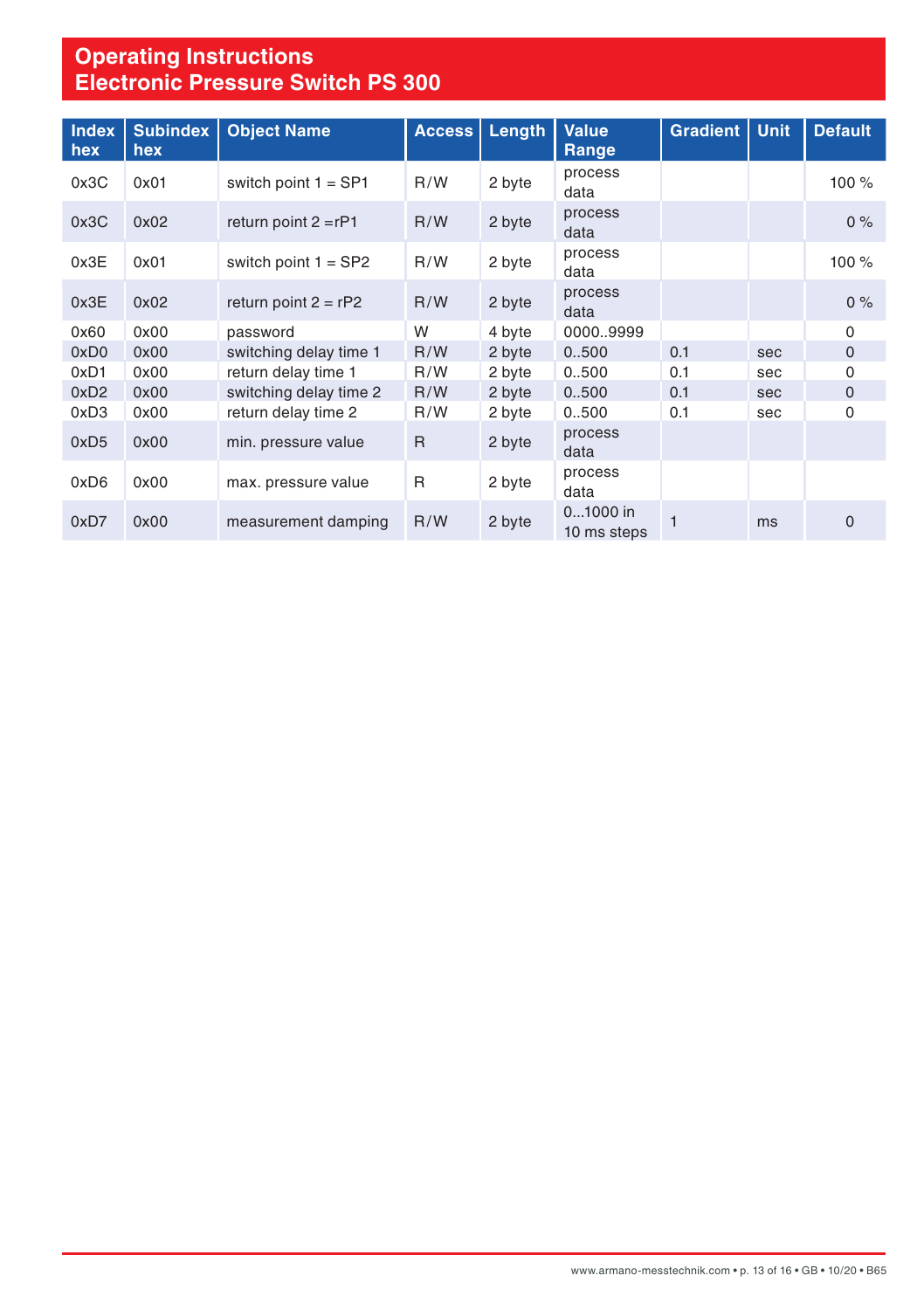# Operating Instructions
## Electronic Pressure Switch PS 300

| Index hex | Subindex hex | Object Name | Access | Length | Value Range | Gradient | Unit | Default |
|---|---|---|---|---|---|---|---|---|
| 0x3C | 0x01 | switch point 1 = SP1 | R/W | 2 byte | process data | | | 100 % |
| 0x3C | 0x02 | return point 2 =rP1 | R/W | 2 byte | process data | | | 0 % |
| 0x3E | 0x01 | switch point 1 = SP2 | R/W | 2 byte | process data | | | 100 % |
| 0x3E | 0x02 | return point 2 = rP2 | R/W | 2 byte | process data | | | 0 % |
| 0x60 | 0x00 | password | W | 4 byte | 0000..9999 | | | 0 |
| 0xD0 | 0x00 | switching delay time 1 | R/W | 2 byte | 0..500 | 0.1 | sec | 0 |
| 0xD1 | 0x00 | return delay time 1 | R/W | 2 byte | 0..500 | 0.1 | sec | 0 |
| 0xD2 | 0x00 | switching delay time 2 | R/W | 2 byte | 0..500 | 0.1 | sec | 0 |
| 0xD3 | 0x00 | return delay time 2 | R/W | 2 byte | 0..500 | 0.1 | sec | 0 |
| 0xD5 | 0x00 | min. pressure value | R | 2 byte | process data | | | |
| 0xD6 | 0x00 | max. pressure value | R | 2 byte | process data | | | |
| 0xD7 | 0x00 | measurement damping | R/W | 2 byte | 0...1000 in 10 ms steps | 1 | ms | 0 |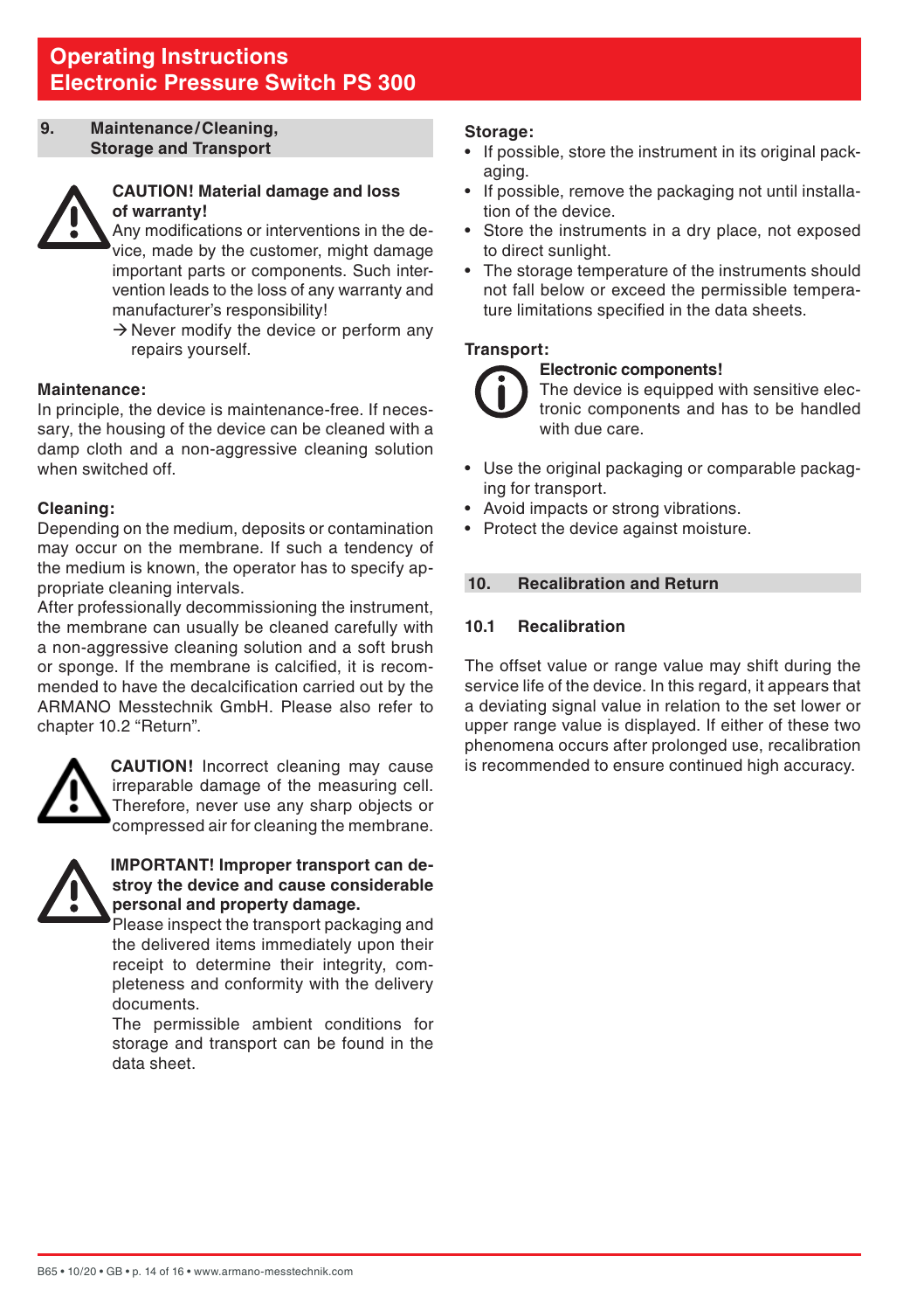## 9. Maintenance/Cleaning, Storage and Transport

**CAUTION! Material damage and loss of warranty!**
Any modifications or interventions in the device, made by the customer, might damage important parts or components. Such intervention leads to the loss of any warranty and manufacturer's responsibility!
→ Never modify the device or perform any repairs yourself.

**Maintenance:**
In principle, the device is maintenance-free. If necessary, the housing of the device can be cleaned with a damp cloth and a non-aggressive cleaning solution when switched off.

**Cleaning:**
Depending on the medium, deposits or contamination may occur on the membrane. If such a tendency of the medium is known, the operator has to specify appropriate cleaning intervals.
After professionally decommissioning the instrument, the membrane can usually be cleaned carefully with a non-aggressive cleaning solution and a soft brush or sponge. If the membrane is calcified, it is recommended to have the decalcification carried out by the ARMANO Messtechnik GmbH. Please also refer to chapter 10.2 "Return".

**CAUTION!** Incorrect cleaning may cause irreparable damage of the measuring cell. Therefore, never use any sharp objects or compressed air for cleaning the membrane.

**IMPORTANT! Improper transport can destroy the device and cause considerable personal and property damage.**
Please inspect the transport packaging and the delivered items immediately upon their receipt to determine their integrity, completeness and conformity with the delivery documents.
The permissible ambient conditions for storage and transport can be found in the data sheet.

**Storage:**
- If possible, store the instrument in its original packaging.
- If possible, remove the packaging not until installation of the device.
- Store the instruments in a dry place, not exposed to direct sunlight.
- The storage temperature of the instruments should not fall below or exceed the permissible temperature limitations specified in the data sheets.

**Transport:**

**Electronic components!**
The device is equipped with sensitive electronic components and has to be handled with due care.

- Use the original packaging or comparable packaging for transport.
- Avoid impacts or strong vibrations.
- Protect the device against moisture.

## 10. Recalibration and Return

### 10.1 Recalibration

The offset value or range value may shift during the service life of the device. In this regard, it appears that a deviating signal value in relation to the set lower or upper range value is displayed. If either of these two phenomena occurs after prolonged use, recalibration is recommended to ensure continued high accuracy.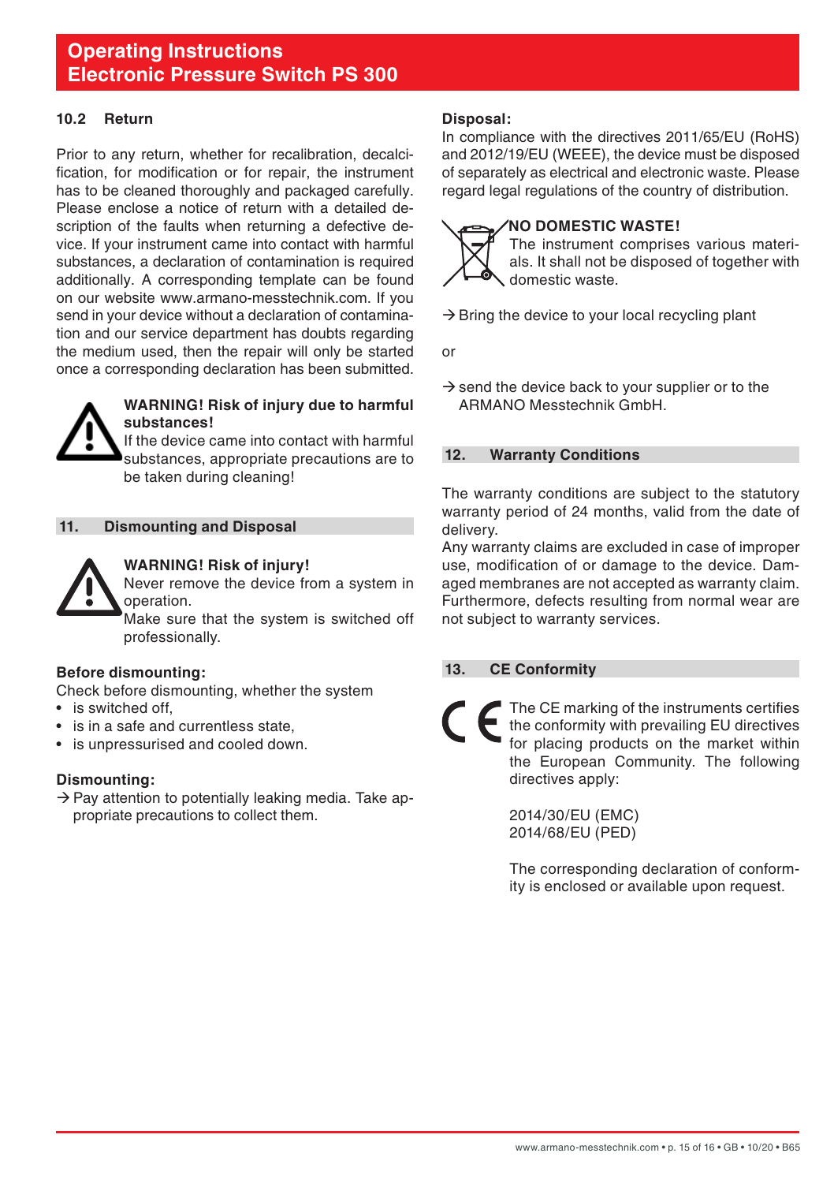### 10.2 Return

Prior to any return, whether for recalibration, decalcification, for modification or for repair, the instrument has to be cleaned thoroughly and packaged carefully. Please enclose a notice of return with a detailed description of the faults when returning a defective device. If your instrument came into contact with harmful substances, a declaration of contamination is required additionally. A corresponding template can be found on our website www.armano-messtechnik.com. If you send in your device without a declaration of contamination and our service department has doubts regarding the medium used, then the repair will only be started once a corresponding declaration has been submitted.

**WARNING! Risk of injury due to harmful substances!**
If the device came into contact with harmful substances, appropriate precautions are to be taken during cleaning!

## 11. Dismounting and Disposal

**WARNING! Risk of injury!**
Never remove the device from a system in operation.
Make sure that the system is switched off professionally.

**Before dismounting:**
Check before dismounting, whether the system

- is switched off,
- is in a safe and currentless state,
- is unpressurised and cooled down.

**Dismounting:**
→ Pay attention to potentially leaking media. Take appropriate precautions to collect them.

**Disposal:**
In compliance with the directives 2011/65/EU (RoHS) and 2012/19/EU (WEEE), the device must be disposed of separately as electrical and electronic waste. Please regard legal regulations of the country of distribution.

**NO DOMESTIC WASTE!**
The instrument comprises various materials. It shall not be disposed of together with domestic waste.

→ Bring the device to your local recycling plant

or

→ send the device back to your supplier or to the ARMANO Messtechnik GmbH.

## 12. Warranty Conditions

The warranty conditions are subject to the statutory warranty period of 24 months, valid from the date of delivery.
Any warranty claims are excluded in case of improper use, modification of or damage to the device. Damaged membranes are not accepted as warranty claim. Furthermore, defects resulting from normal wear are not subject to warranty services.

## 13. CE Conformity

The CE marking of the instruments certifies the conformity with prevailing EU directives for placing products on the market within the European Community. The following directives apply:

2014/30/EU (EMC)
2014/68/EU (PED)

The corresponding declaration of conformity is enclosed or available upon request.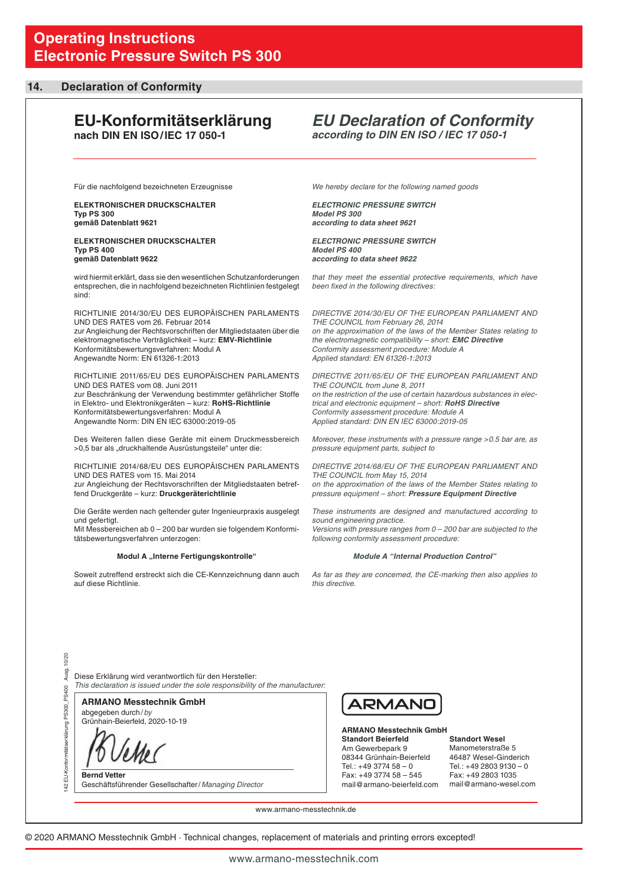## 14. Declaration of Conformity

# EU-Konformitätserklärung

**nach DIN EN ISO/IEC 17 050-1**

# *EU Declaration of Conformity*

***according to DIN EN ISO / IEC 17 050-1***

Für die nachfolgend bezeichneten Erzeugnisse

**ELEKTRONISCHER DRUCKSCHALTER**
**Typ PS 300**
**gemäß Datenblatt 9621**

**ELEKTRONISCHER DRUCKSCHALTER**
**Typ PS 400**
**gemäß Datenblatt 9622**

wird hiermit erklärt, dass sie den wesentlichen Schutzanforderungen entsprechen, die in nachfolgend bezeichneten Richtlinien festgelegt sind:

RICHTLINIE 2014/30/EU DES EUROPÄISCHEN PARLAMENTS UND DES RATES vom 26. Februar 2014
zur Angleichung der Rechtsvorschriften der Mitgliedstaaten über die elektromagnetische Verträglichkeit – kurz: **EMV-Richtlinie**
Konformitätsbewertungsverfahren: Modul A
Angewandte Norm: EN 61326-1:2013

RICHTLINIE 2011/65/EU DES EUROPÄISCHEN PARLAMENTS UND DES RATES vom 08. Juni 2011
zur Beschränkung der Verwendung bestimmter gefährlicher Stoffe in Elektro- und Elektronikgeräten – kurz: **RoHS-Richtlinie**
Konformitätsbewertungsverfahren: Modul A
Angewandte Norm: DIN EN IEC 63000:2019-05

Des Weiteren fallen diese Geräte mit einem Druckmessbereich >0,5 bar als „druckhaltende Ausrüstungsteile" unter die:

RICHTLINIE 2014/68/EU DES EUROPÄISCHEN PARLAMENTS UND DES RATES vom 15. Mai 2014
zur Angleichung der Rechtsvorschriften der Mitgliedstaaten betreffend Druckgeräte – kurz: **Druckgeräterichtlinie**

Die Geräte werden nach geltender guter Ingenieurpraxis ausgelegt und gefertigt.
Mit Messbereichen ab 0 – 200 bar wurden sie folgendem Konformitätsbewertungsverfahren unterzogen:

**Modul A „Interne Fertigungskontrolle"**

Soweit zutreffend erstreckt sich die CE-Kennzeichnung dann auch auf diese Richtlinie.

*We hereby declare for the following named goods*

***ELECTRONIC PRESSURE SWITCH***
***Model PS 300***
***according to data sheet 9621***

***ELECTRONIC PRESSURE SWITCH***
***Model PS 400***
***according to data sheet 9622***

*that they meet the essential protective requirements, which have been fixed in the following directives:*

*DIRECTIVE 2014/30/EU OF THE EUROPEAN PARLIAMENT AND THE COUNCIL from February 26, 2014*
*on the approximation of the laws of the Member States relating to the electromagnetic compatibility – short:* ***EMC Directive***
*Conformity assessment procedure: Module A*
*Applied standard: EN 61326-1:2013*

*DIRECTIVE 2011/65/EU OF THE EUROPEAN PARLIAMENT AND THE COUNCIL from June 8, 2011*
*on the restriction of the use of certain hazardous substances in electrical and electronic equipment – short:* ***RoHS Directive***
*Conformity assessment procedure: Module A*
*Applied standard: DIN EN IEC 63000:2019-05*

*Moreover, these instruments with a pressure range >0.5 bar are, as pressure equipment parts, subject to*

*DIRECTIVE 2014/68/EU OF THE EUROPEAN PARLIAMENT AND THE COUNCIL from May 15, 2014*
*on the approximation of the laws of the Member States relating to pressure equipment – short:* ***Pressure Equipment Directive***

*These instruments are designed and manufactured according to sound engineering practice.*
*Versions with pressure ranges from 0 – 200 bar are subjected to the following conformity assessment procedure:*

***Module A "Internal Production Control"***

*As far as they are concerned, the CE-marking then also applies to this directive.*

Diese Erklärung wird verantwortlich für den Hersteller:
*This declaration is issued under the sole responsibility of the manufacturer:*

**ARMANO Messtechnik GmbH**
abgegeben durch / *by*
Grünhain-Beierfeld, 2020-10-19

**Bernd Vetter**
Geschäftsführender Gesellschafter / *Managing Director*

ARMANO

**ARMANO Messtechnik GmbH**

**Standort Beierfeld**
Am Gewerbepark 9
08344 Grünhain-Beierfeld
Tel.: +49 3774 58 – 0
Fax: +49 3774 58 – 545
mail@armano-beierfeld.com

**Standort Wesel**
Manometerstraße 5
46487 Wesel-Ginderich
Tel.: +49 2803 9130 – 0
Fax: +49 2803 1035
mail@armano-wesel.com

www.armano-messtechnik.de

142 EU-Konformitätserklärung PS300_PS400 Ausg. 10/20

© 2020 ARMANO Messtechnik GmbH · Technical changes, replacement of materials and printing errors excepted!